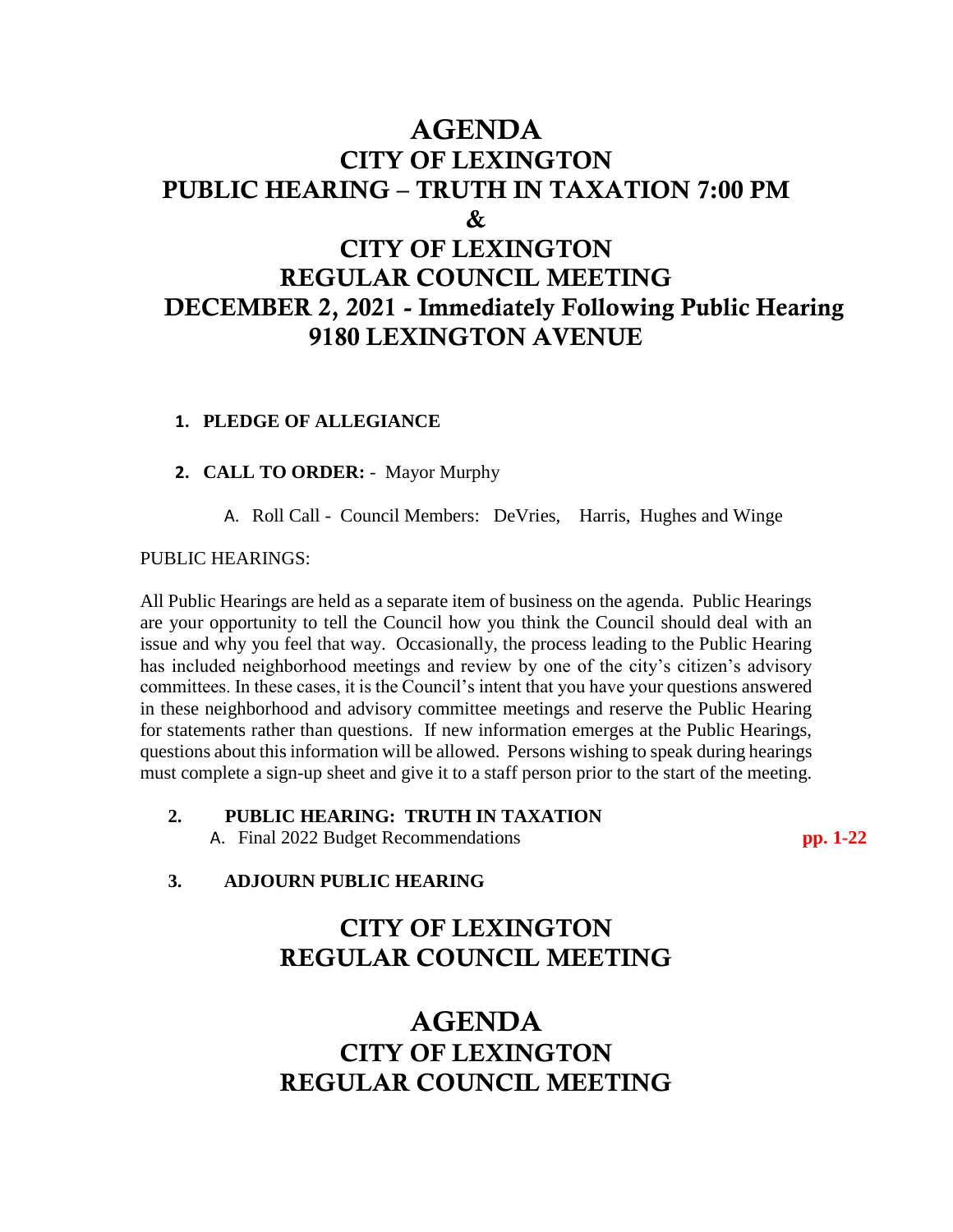# AGENDA
# CITY OF LEXINGTON
# PUBLIC HEARING – TRUTH IN TAXATION 7:00 PM
# &
# CITY OF LEXINGTON
# REGULAR COUNCIL MEETING
# DECEMBER 2, 2021 - Immediately Following Public Hearing
# 9180 LEXINGTON AVENUE

1. **PLEDGE OF ALLEGIANCE**

2. **CALL TO ORDER:** - Mayor Murphy

   A. Roll Call - Council Members: DeVries, Harris, Hughes and Winge

PUBLIC HEARINGS:

All Public Hearings are held as a separate item of business on the agenda. Public Hearings are your opportunity to tell the Council how you think the Council should deal with an issue and why you feel that way. Occasionally, the process leading to the Public Hearing has included neighborhood meetings and review by one of the city's citizen's advisory committees. In these cases, it is the Council's intent that you have your questions answered in these neighborhood and advisory committee meetings and reserve the Public Hearing for statements rather than questions. If new information emerges at the Public Hearings, questions about this information will be allowed. Persons wishing to speak during hearings must complete a sign-up sheet and give it to a staff person prior to the start of the meeting.

**2. PUBLIC HEARING: TRUTH IN TAXATION**

   A. Final 2022 Budget Recommendations **pp. 1-22**

**3. ADJOURN PUBLIC HEARING**

# CITY OF LEXINGTON
# REGULAR COUNCIL MEETING

# AGENDA
# CITY OF LEXINGTON
# REGULAR COUNCIL MEETING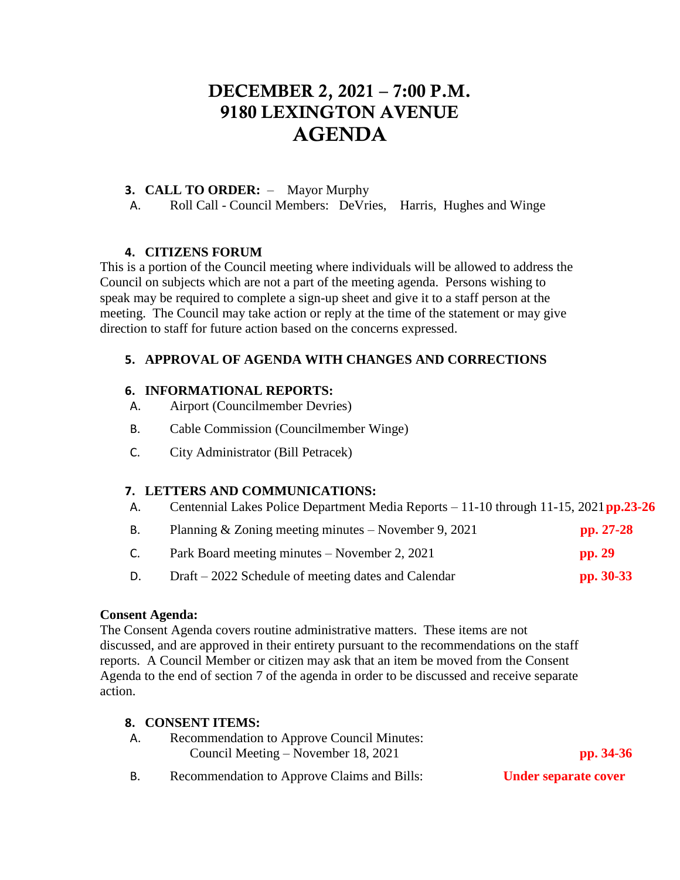# DECEMBER 2, 2021 – 7:00 P.M.
# 9180 LEXINGTON AVENUE
# AGENDA

**3. CALL TO ORDER:** – Mayor Murphy

A. Roll Call - Council Members: DeVries, Harris, Hughes and Winge

**4. CITIZENS FORUM**

This is a portion of the Council meeting where individuals will be allowed to address the Council on subjects which are not a part of the meeting agenda. Persons wishing to speak may be required to complete a sign-up sheet and give it to a staff person at the meeting. The Council may take action or reply at the time of the statement or may give direction to staff for future action based on the concerns expressed.

**5. APPROVAL OF AGENDA WITH CHANGES AND CORRECTIONS**

**6. INFORMATIONAL REPORTS:**

A. Airport (Councilmember Devries)

B. Cable Commission (Councilmember Winge)

C. City Administrator (Bill Petracek)

**7. LETTERS AND COMMUNICATIONS:**

A. Centennial Lakes Police Department Media Reports – 11-10 through 11-15, 2021 **pp.23-26**

B. Planning & Zoning meeting minutes – November 9, 2021 **pp. 27-28**

C. Park Board meeting minutes – November 2, 2021 **pp. 29**

D. Draft – 2022 Schedule of meeting dates and Calendar **pp. 30-33**

**Consent Agenda:**

The Consent Agenda covers routine administrative matters. These items are not discussed, and are approved in their entirety pursuant to the recommendations on the staff reports. A Council Member or citizen may ask that an item be moved from the Consent Agenda to the end of section 7 of the agenda in order to be discussed and receive separate action.

**8. CONSENT ITEMS:**

A. Recommendation to Approve Council Minutes:
Council Meeting – November 18, 2021 **pp. 34-36**

B. Recommendation to Approve Claims and Bills: **Under separate cover**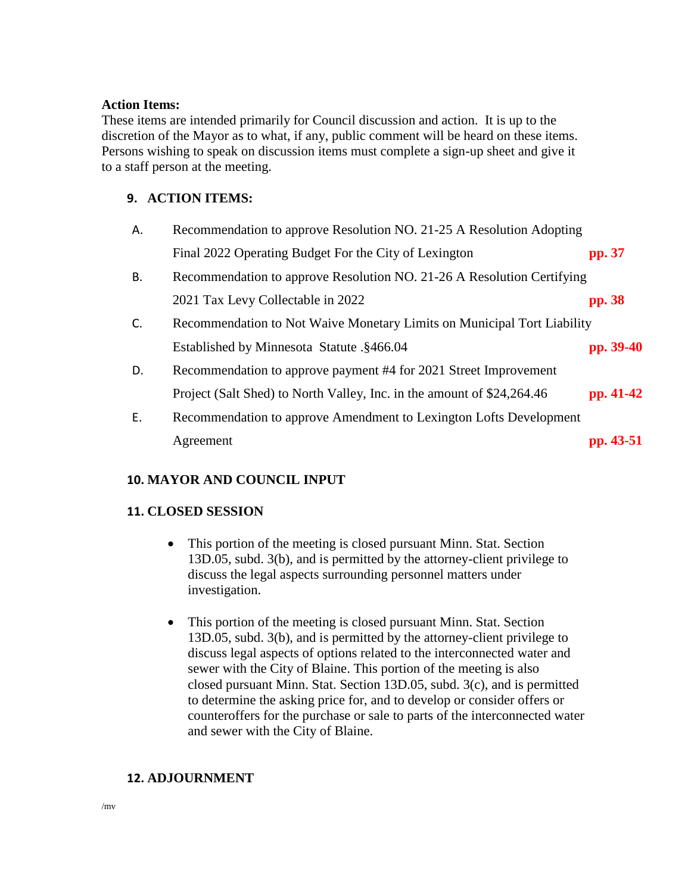**Action Items:**
These items are intended primarily for Council discussion and action. It is up to the discretion of the Mayor as to what, if any, public comment will be heard on these items. Persons wishing to speak on discussion items must complete a sign-up sheet and give it to a staff person at the meeting.

## 9. ACTION ITEMS:

A. Recommendation to approve Resolution NO. 21-25 A Resolution Adopting Final 2022 Operating Budget For the City of Lexington **pp. 37**

B. Recommendation to approve Resolution NO. 21-26 A Resolution Certifying 2021 Tax Levy Collectable in 2022 **pp. 38**

C. Recommendation to Not Waive Monetary Limits on Municipal Tort Liability Established by Minnesota Statute .§466.04 **pp. 39-40**

D. Recommendation to approve payment #4 for 2021 Street Improvement Project (Salt Shed) to North Valley, Inc. in the amount of $24,264.46 **pp. 41-42**

E. Recommendation to approve Amendment to Lexington Lofts Development Agreement **pp. 43-51**

## 10. MAYOR AND COUNCIL INPUT

## 11. CLOSED SESSION

- This portion of the meeting is closed pursuant Minn. Stat. Section 13D.05, subd. 3(b), and is permitted by the attorney-client privilege to discuss the legal aspects surrounding personnel matters under investigation.

- This portion of the meeting is closed pursuant Minn. Stat. Section 13D.05, subd. 3(b), and is permitted by the attorney-client privilege to discuss legal aspects of options related to the interconnected water and sewer with the City of Blaine. This portion of the meeting is also closed pursuant Minn. Stat. Section 13D.05, subd. 3(c), and is permitted to determine the asking price for, and to develop or consider offers or counteroffers for the purchase or sale to parts of the interconnected water and sewer with the City of Blaine.

## 12. ADJOURNMENT

/mv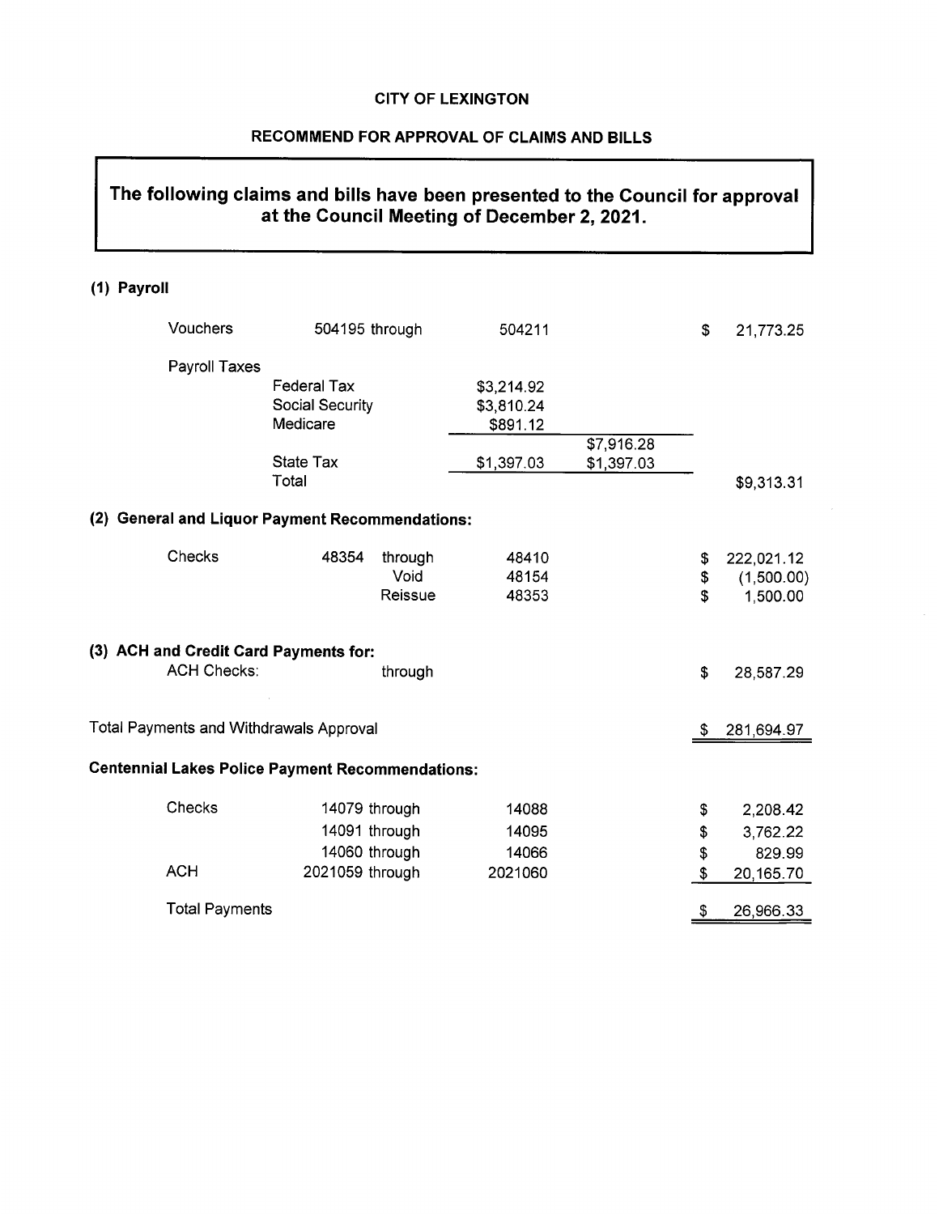**CITY OF LEXINGTON**

**RECOMMEND FOR APPROVAL OF CLAIMS AND BILLS**

## The following claims and bills have been presented to the Council for approval at the Council Meeting of December 2, 2021.

**(1) Payroll**

| | | | | | | |
|---|---|---|---|---|---|---|
| Vouchers | 504195 through | | 504211 | | $ | 21,773.25 |
| Payroll Taxes | | | | | | |
| | Federal Tax | | $3,214.92 | | | |
| | Social Security | | $3,810.24 | | | |
| | Medicare | | $891.12 | | | |
| | | | | $7,916.28 | | |
| | State Tax | | $1,397.03 | $1,397.03 | | |
| | Total | | | | | $9,313.31 |

**(2) General and Liquor Payment Recommendations:**

| | | | | | |
|---|---|---|---|---|---|
| Checks | 48354 | through | 48410 | $ | 222,021.12 |
| | | Void | 48154 | $ | (1,500.00) |
| | | Reissue | 48353 | $ | 1,500.00 |

**(3) ACH and Credit Card Payments for:**

| | | | |
|---|---|---|---|
| ACH Checks: | through | $ | 28,587.29 |

| | | |
|---|---|---|
| Total Payments and Withdrawals Approval | $ | 281,694.97 |

**Centennial Lakes Police Payment Recommendations:**

| | | | | |
|---|---|---|---|---|
| Checks | 14079 through | 14088 | $ | 2,208.42 |
| | 14091 through | 14095 | $ | 3,762.22 |
| | 14060 through | 14066 | $ | 829.99 |
| ACH | 2021059 through | 2021060 | $ | 20,165.70 |
| Total Payments | | | $ | 26,966.33 |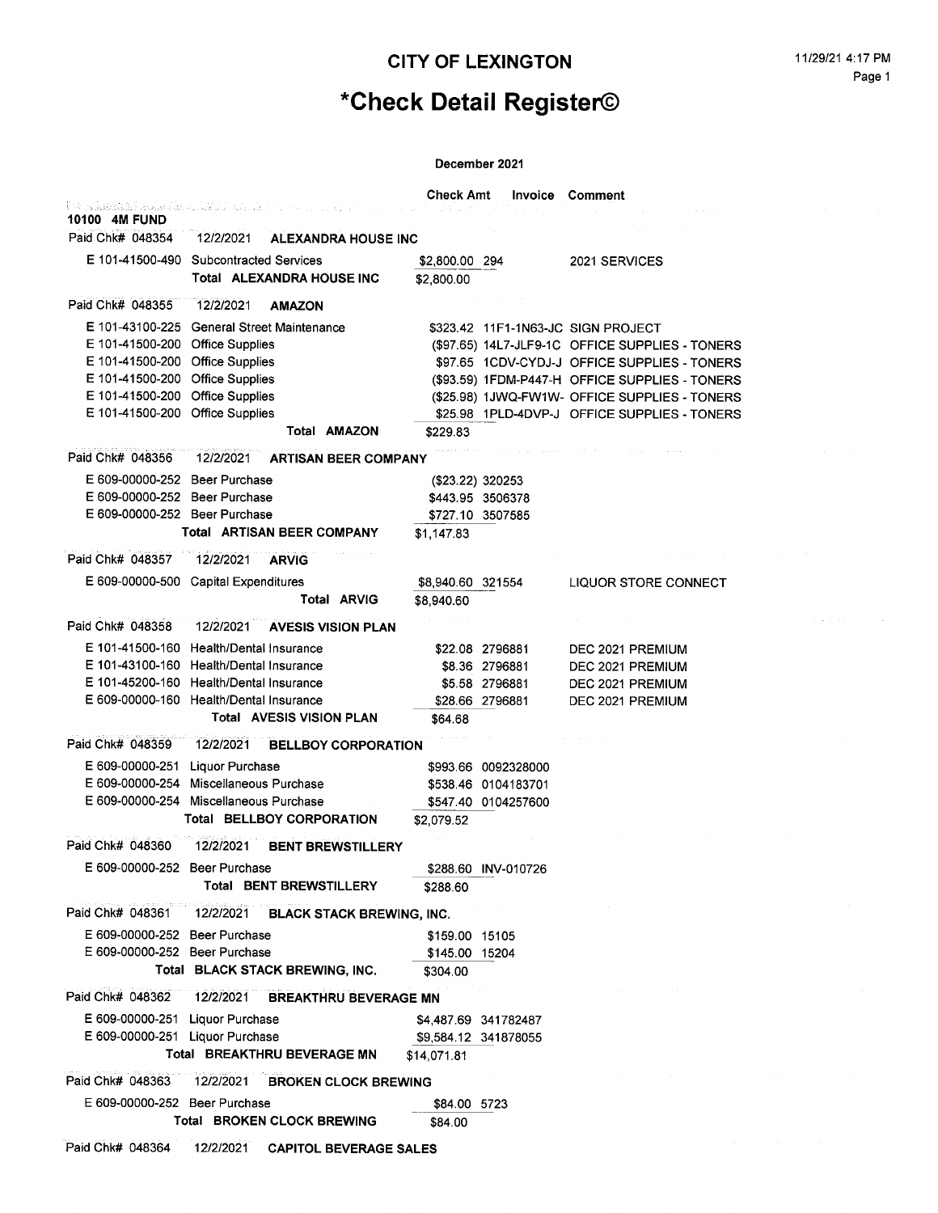# CITY OF LEXINGTON

# *Check Detail Register©

**December 2021**

| | | Check Amt | Invoice | Comment |
|---|---|---|---|---|
| **10100 4M FUND** | | | | |
| Paid Chk# 048354 | 12/2/2021 **ALEXANDRA HOUSE INC** | | | |
| E 101-41500-490 | Subcontracted Services | $2,800.00 | 294 | 2021 SERVICES |
| | **Total ALEXANDRA HOUSE INC** | $2,800.00 | | |
| Paid Chk# 048355 | 12/2/2021 **AMAZON** | | | |
| E 101-43100-225 | General Street Maintenance | $323.42 | 11F1-1N63-JC | SIGN PROJECT |
| E 101-41500-200 | Office Supplies | ($97.65) | 14L7-JLF9-1C | OFFICE SUPPLIES - TONERS |
| E 101-41500-200 | Office Supplies | $97.65 | 1CDV-CYDJ-J | OFFICE SUPPLIES - TONERS |
| E 101-41500-200 | Office Supplies | ($93.59) | 1FDM-P447-H | OFFICE SUPPLIES - TONERS |
| E 101-41500-200 | Office Supplies | ($25.98) | 1JWQ-FW1W- | OFFICE SUPPLIES - TONERS |
| E 101-41500-200 | Office Supplies | $25.98 | 1PLD-4DVP-J | OFFICE SUPPLIES - TONERS |
| | **Total AMAZON** | $229.83 | | |
| Paid Chk# 048356 | 12/2/2021 **ARTISAN BEER COMPANY** | | | |
| E 609-00000-252 | Beer Purchase | ($23.22) | 320253 | |
| E 609-00000-252 | Beer Purchase | $443.95 | 3506378 | |
| E 609-00000-252 | Beer Purchase | $727.10 | 3507585 | |
| | **Total ARTISAN BEER COMPANY** | $1,147.83 | | |
| Paid Chk# 048357 | 12/2/2021 **ARVIG** | | | |
| E 609-00000-500 | Capital Expenditures | $8,940.60 | 321554 | LIQUOR STORE CONNECT |
| | **Total ARVIG** | $8,940.60 | | |
| Paid Chk# 048358 | 12/2/2021 **AVESIS VISION PLAN** | | | |
| E 101-41500-160 | Health/Dental Insurance | $22.08 | 2796881 | DEC 2021 PREMIUM |
| E 101-43100-160 | Health/Dental Insurance | $8.36 | 2796881 | DEC 2021 PREMIUM |
| E 101-45200-160 | Health/Dental Insurance | $5.58 | 2796881 | DEC 2021 PREMIUM |
| E 609-00000-160 | Health/Dental Insurance | $28.66 | 2796881 | DEC 2021 PREMIUM |
| | **Total AVESIS VISION PLAN** | $64.68 | | |
| Paid Chk# 048359 | 12/2/2021 **BELLBOY CORPORATION** | | | |
| E 609-00000-251 | Liquor Purchase | $993.66 | 0092328000 | |
| E 609-00000-254 | Miscellaneous Purchase | $538.46 | 0104183701 | |
| E 609-00000-254 | Miscellaneous Purchase | $547.40 | 0104257600 | |
| | **Total BELLBOY CORPORATION** | $2,079.52 | | |
| Paid Chk# 048360 | 12/2/2021 **BENT BREWSTILLERY** | | | |
| E 609-00000-252 | Beer Purchase | $288.60 | INV-010726 | |
| | **Total BENT BREWSTILLERY** | $288.60 | | |
| Paid Chk# 048361 | 12/2/2021 **BLACK STACK BREWING, INC.** | | | |
| E 609-00000-252 | Beer Purchase | $159.00 | 15105 | |
| E 609-00000-252 | Beer Purchase | $145.00 | 15204 | |
| | **Total BLACK STACK BREWING, INC.** | $304.00 | | |
| Paid Chk# 048362 | 12/2/2021 **BREAKTHRU BEVERAGE MN** | | | |
| E 609-00000-251 | Liquor Purchase | $4,487.69 | 341782487 | |
| E 609-00000-251 | Liquor Purchase | $9,584.12 | 341878055 | |
| | **Total BREAKTHRU BEVERAGE MN** | $14,071.81 | | |
| Paid Chk# 048363 | 12/2/2021 **BROKEN CLOCK BREWING** | | | |
| E 609-00000-252 | Beer Purchase | $84.00 | 5723 | |
| | **Total BROKEN CLOCK BREWING** | $84.00 | | |
| Paid Chk# 048364 | 12/2/2021 **CAPITOL BEVERAGE SALES** | | | |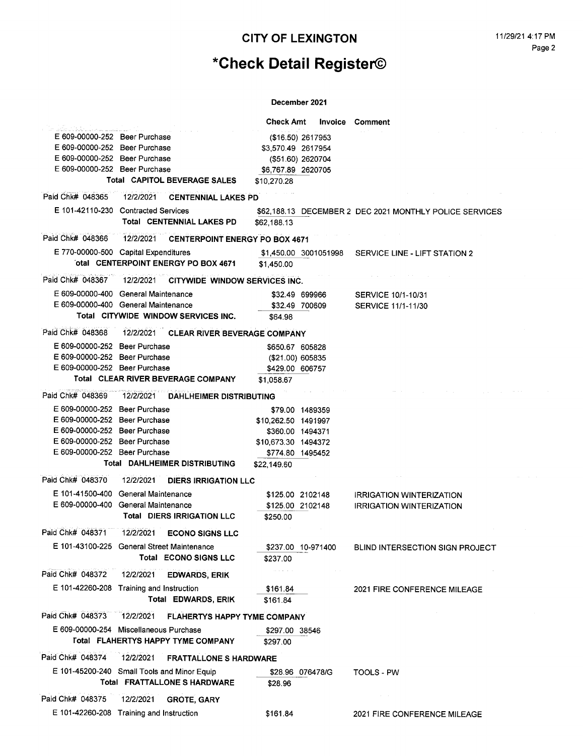## CITY OF LEXINGTON

# *Check Detail Register©

**December 2021**

| | | Check Amt | Invoice | Comment |
|---|---|---|---|---|
| E 609-00000-252 | Beer Purchase | ($16.50) | 2617953 | |
| E 609-00000-252 | Beer Purchase | $3,570.49 | 2617954 | |
| E 609-00000-252 | Beer Purchase | ($51.60) | 2620704 | |
| E 609-00000-252 | Beer Purchase | $6,767.89 | 2620705 | |
| | **Total CAPITOL BEVERAGE SALES** | $10,270.28 | | |
| Paid Chk# 048365 | 12/2/2021 **CENTENNIAL LAKES PD** | | | |
| E 101-42110-230 | Contracted Services | $62,188.13 | DECEMBER 2 | DEC 2021 MONTHLY POLICE SERVICES |
| | **Total CENTENNIAL LAKES PD** | $62,188.13 | | |
| Paid Chk# 048366 | 12/2/2021 **CENTERPOINT ENERGY PO BOX 4671** | | | |
| E 770-00000-500 | Capital Expenditures | $1,450.00 | 3001051998 | SERVICE LINE - LIFT STATION 2 |
| | **Total CENTERPOINT ENERGY PO BOX 4671** | $1,450.00 | | |
| Paid Chk# 048367 | 12/2/2021 **CITYWIDE WINDOW SERVICES INC.** | | | |
| E 609-00000-400 | General Maintenance | $32.49 | 699966 | SERVICE 10/1-10/31 |
| E 609-00000-400 | General Maintenance | $32.49 | 700609 | SERVICE 11/1-11/30 |
| | **Total CITYWIDE WINDOW SERVICES INC.** | $64.98 | | |
| Paid Chk# 048368 | 12/2/2021 **CLEAR RIVER BEVERAGE COMPANY** | | | |
| E 609-00000-252 | Beer Purchase | $650.67 | 605828 | |
| E 609-00000-252 | Beer Purchase | ($21.00) | 605835 | |
| E 609-00000-252 | Beer Purchase | $429.00 | 606757 | |
| | **Total CLEAR RIVER BEVERAGE COMPANY** | $1,058.67 | | |
| Paid Chk# 048369 | 12/2/2021 **DAHLHEIMER DISTRIBUTING** | | | |
| E 609-00000-252 | Beer Purchase | $79.00 | 1489359 | |
| E 609-00000-252 | Beer Purchase | $10,262.50 | 1491997 | |
| E 609-00000-252 | Beer Purchase | $360.00 | 1494371 | |
| E 609-00000-252 | Beer Purchase | $10,673.30 | 1494372 | |
| E 609-00000-252 | Beer Purchase | $774.80 | 1495452 | |
| | **Total DAHLHEIMER DISTRIBUTING** | $22,149.60 | | |
| Paid Chk# 048370 | 12/2/2021 **DIERS IRRIGATION LLC** | | | |
| E 101-41500-400 | General Maintenance | $125.00 | 2102148 | IRRIGATION WINTERIZATION |
| E 609-00000-400 | General Maintenance | $125.00 | 2102148 | IRRIGATION WINTERIZATION |
| | **Total DIERS IRRIGATION LLC** | $250.00 | | |
| Paid Chk# 048371 | 12/2/2021 **ECONO SIGNS LLC** | | | |
| E 101-43100-225 | General Street Maintenance | $237.00 | 10-971400 | BLIND INTERSECTION SIGN PROJECT |
| | **Total ECONO SIGNS LLC** | $237.00 | | |
| Paid Chk# 048372 | 12/2/2021 **EDWARDS, ERIK** | | | |
| E 101-42260-208 | Training and Instruction | $161.84 | | 2021 FIRE CONFERENCE MILEAGE |
| | **Total EDWARDS, ERIK** | $161.84 | | |
| Paid Chk# 048373 | 12/2/2021 **FLAHERTYS HAPPY TYME COMPANY** | | | |
| E 609-00000-254 | Miscellaneous Purchase | $297.00 | 38546 | |
| | **Total FLAHERTYS HAPPY TYME COMPANY** | $297.00 | | |
| Paid Chk# 048374 | 12/2/2021 **FRATTALLONE S HARDWARE** | | | |
| E 101-45200-240 | Small Tools and Minor Equip | $28.96 | 076478/G | TOOLS - PW |
| | **Total FRATTALLONE S HARDWARE** | $28.96 | | |
| Paid Chk# 048375 | 12/2/2021 **GROTE, GARY** | | | |
| E 101-42260-208 | Training and Instruction | $161.84 | | 2021 FIRE CONFERENCE MILEAGE |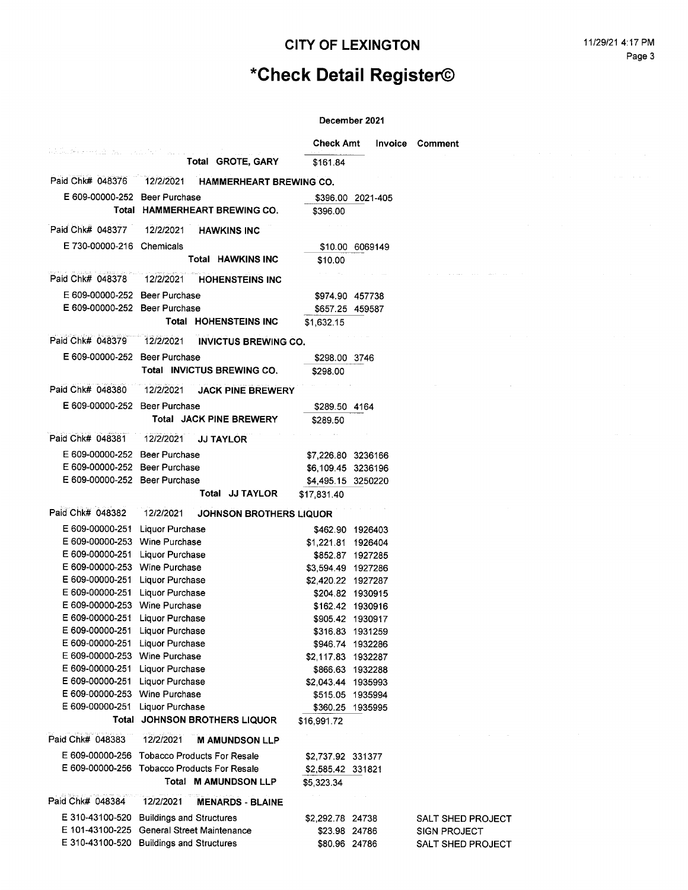## CITY OF LEXINGTON

# *Check Detail Register©

**December 2021**

| | | Check Amt | Invoice | Comment |
|---|---|---|---|---|
| | **Total GROTE, GARY** | $161.84 | | |
| Paid Chk# 048376 | 12/2/2021 **HAMMERHEART BREWING CO.** | | | |
| E 609-00000-252 | Beer Purchase | $396.00 | 2021-405 | |
| | **Total HAMMERHEART BREWING CO.** | $396.00 | | |
| Paid Chk# 048377 | 12/2/2021 **HAWKINS INC** | | | |
| E 730-00000-216 | Chemicals | $10.00 | 6069149 | |
| | **Total HAWKINS INC** | $10.00 | | |
| Paid Chk# 048378 | 12/2/2021 **HOHENSTEINS INC** | | | |
| E 609-00000-252 | Beer Purchase | $974.90 | 457738 | |
| E 609-00000-252 | Beer Purchase | $657.25 | 459587 | |
| | **Total HOHENSTEINS INC** | $1,632.15 | | |
| Paid Chk# 048379 | 12/2/2021 **INVICTUS BREWING CO.** | | | |
| E 609-00000-252 | Beer Purchase | $298.00 | 3746 | |
| | **Total INVICTUS BREWING CO.** | $298.00 | | |
| Paid Chk# 048380 | 12/2/2021 **JACK PINE BREWERY** | | | |
| E 609-00000-252 | Beer Purchase | $289.50 | 4164 | |
| | **Total JACK PINE BREWERY** | $289.50 | | |
| Paid Chk# 048381 | 12/2/2021 **JJ TAYLOR** | | | |
| E 609-00000-252 | Beer Purchase | $7,226.80 | 3236166 | |
| E 609-00000-252 | Beer Purchase | $6,109.45 | 3236196 | |
| E 609-00000-252 | Beer Purchase | $4,495.15 | 3250220 | |
| | **Total JJ TAYLOR** | $17,831.40 | | |
| Paid Chk# 048382 | 12/2/2021 **JOHNSON BROTHERS LIQUOR** | | | |
| E 609-00000-251 | Liquor Purchase | $462.90 | 1926403 | |
| E 609-00000-253 | Wine Purchase | $1,221.81 | 1926404 | |
| E 609-00000-251 | Liquor Purchase | $852.87 | 1927285 | |
| E 609-00000-253 | Wine Purchase | $3,594.49 | 1927286 | |
| E 609-00000-251 | Liquor Purchase | $2,420.22 | 1927287 | |
| E 609-00000-251 | Liquor Purchase | $204.82 | 1930915 | |
| E 609-00000-253 | Wine Purchase | $162.42 | 1930916 | |
| E 609-00000-251 | Liquor Purchase | $905.42 | 1930917 | |
| E 609-00000-251 | Liquor Purchase | $316.83 | 1931259 | |
| E 609-00000-251 | Liquor Purchase | $946.74 | 1932286 | |
| E 609-00000-253 | Wine Purchase | $2,117.83 | 1932287 | |
| E 609-00000-251 | Liquor Purchase | $866.63 | 1932288 | |
| E 609-00000-251 | Liquor Purchase | $2,043.44 | 1935993 | |
| E 609-00000-253 | Wine Purchase | $515.05 | 1935994 | |
| E 609-00000-251 | Liquor Purchase | $360.25 | 1935995 | |
| | **Total JOHNSON BROTHERS LIQUOR** | $16,991.72 | | |
| Paid Chk# 048383 | 12/2/2021 **M AMUNDSON LLP** | | | |
| E 609-00000-256 | Tobacco Products For Resale | $2,737.92 | 331377 | |
| E 609-00000-256 | Tobacco Products For Resale | $2,585.42 | 331821 | |
| | **Total M AMUNDSON LLP** | $5,323.34 | | |
| Paid Chk# 048384 | 12/2/2021 **MENARDS - BLAINE** | | | |
| E 310-43100-520 | Buildings and Structures | $2,292.78 | 24738 | SALT SHED PROJECT |
| E 101-43100-225 | General Street Maintenance | $23.98 | 24786 | SIGN PROJECT |
| E 310-43100-520 | Buildings and Structures | $80.96 | 24786 | SALT SHED PROJECT |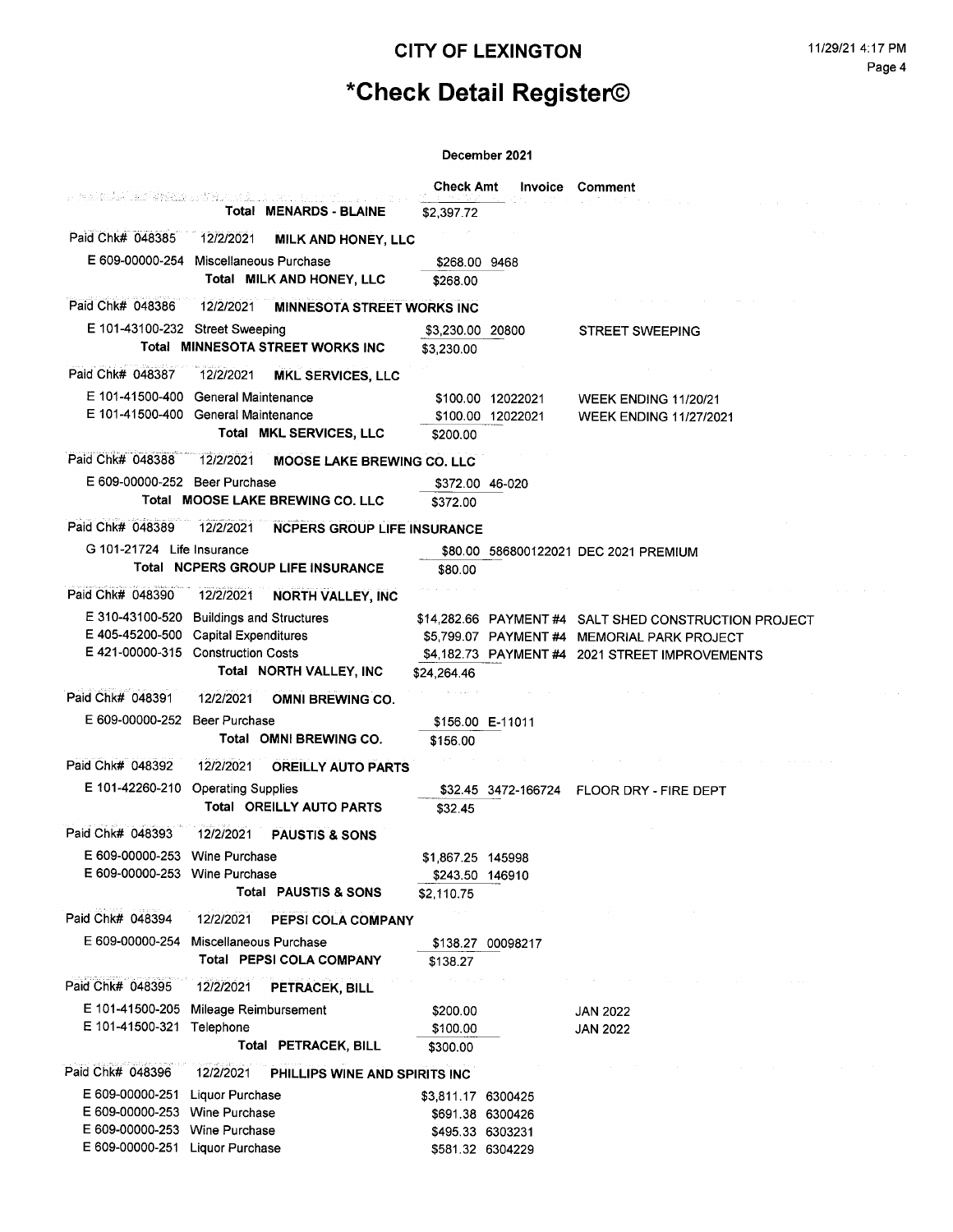# CITY OF LEXINGTON

# *Check Detail Register©

December 2021

| | | Check Amt | Invoice | Comment |
|---|---|---|---|---|
| | **Total MENARDS - BLAINE** | $2,397.72 | | |
| Paid Chk# 048385 | 12/2/2021 **MILK AND HONEY, LLC** | | | |
| E 609-00000-254 | Miscellaneous Purchase | $268.00 | 9468 | |
| | **Total MILK AND HONEY, LLC** | $268.00 | | |
| Paid Chk# 048386 | 12/2/2021 **MINNESOTA STREET WORKS INC** | | | |
| E 101-43100-232 | Street Sweeping | $3,230.00 | 20800 | STREET SWEEPING |
| | **Total MINNESOTA STREET WORKS INC** | $3,230.00 | | |
| Paid Chk# 048387 | 12/2/2021 **MKL SERVICES, LLC** | | | |
| E 101-41500-400 | General Maintenance | $100.00 | 12022021 | WEEK ENDING 11/20/21 |
| E 101-41500-400 | General Maintenance | $100.00 | 12022021 | WEEK ENDING 11/27/2021 |
| | **Total MKL SERVICES, LLC** | $200.00 | | |
| Paid Chk# 048388 | 12/2/2021 **MOOSE LAKE BREWING CO. LLC** | | | |
| E 609-00000-252 | Beer Purchase | $372.00 | 46-020 | |
| | **Total MOOSE LAKE BREWING CO. LLC** | $372.00 | | |
| Paid Chk# 048389 | 12/2/2021 **NCPERS GROUP LIFE INSURANCE** | | | |
| G 101-21724 | Life Insurance | $80.00 | 586800122021 | DEC 2021 PREMIUM |
| | **Total NCPERS GROUP LIFE INSURANCE** | $80.00 | | |
| Paid Chk# 048390 | 12/2/2021 **NORTH VALLEY, INC** | | | |
| E 310-43100-520 | Buildings and Structures | $14,282.66 | PAYMENT #4 | SALT SHED CONSTRUCTION PROJECT |
| E 405-45200-500 | Capital Expenditures | $5,799.07 | PAYMENT #4 | MEMORIAL PARK PROJECT |
| E 421-00000-315 | Construction Costs | $4,182.73 | PAYMENT #4 | 2021 STREET IMPROVEMENTS |
| | **Total NORTH VALLEY, INC** | $24,264.46 | | |
| Paid Chk# 048391 | 12/2/2021 **OMNI BREWING CO.** | | | |
| E 609-00000-252 | Beer Purchase | $156.00 | E-11011 | |
| | **Total OMNI BREWING CO.** | $156.00 | | |
| Paid Chk# 048392 | 12/2/2021 **OREILLY AUTO PARTS** | | | |
| E 101-42260-210 | Operating Supplies | $32.45 | 3472-166724 | FLOOR DRY - FIRE DEPT |
| | **Total OREILLY AUTO PARTS** | $32.45 | | |
| Paid Chk# 048393 | 12/2/2021 **PAUSTIS & SONS** | | | |
| E 609-00000-253 | Wine Purchase | $1,867.25 | 145998 | |
| E 609-00000-253 | Wine Purchase | $243.50 | 146910 | |
| | **Total PAUSTIS & SONS** | $2,110.75 | | |
| Paid Chk# 048394 | 12/2/2021 **PEPSI COLA COMPANY** | | | |
| E 609-00000-254 | Miscellaneous Purchase | $138.27 | 00098217 | |
| | **Total PEPSI COLA COMPANY** | $138.27 | | |
| Paid Chk# 048395 | 12/2/2021 **PETRACEK, BILL** | | | |
| E 101-41500-205 | Mileage Reimbursement | $200.00 | | JAN 2022 |
| E 101-41500-321 | Telephone | $100.00 | | JAN 2022 |
| | **Total PETRACEK, BILL** | $300.00 | | |
| Paid Chk# 048396 | 12/2/2021 **PHILLIPS WINE AND SPIRITS INC** | | | |
| E 609-00000-251 | Liquor Purchase | $3,811.17 | 6300425 | |
| E 609-00000-253 | Wine Purchase | $691.38 | 6300426 | |
| E 609-00000-253 | Wine Purchase | $495.33 | 6303231 | |
| E 609-00000-251 | Liquor Purchase | $581.32 | 6304229 | |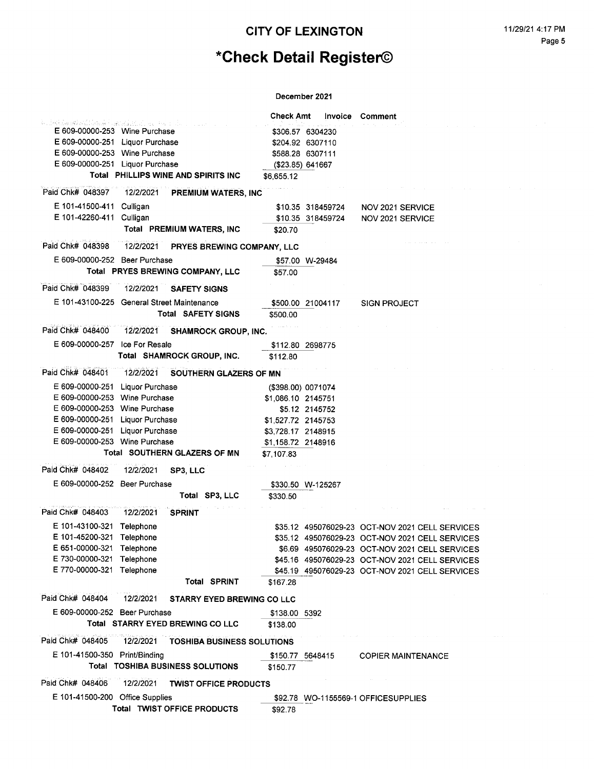# CITY OF LEXINGTON

# *Check Detail Register©

December 2021

| | Check Amt | Invoice | Comment |
|---|---|---|---|
| E 609-00000-253 Wine Purchase | $306.57 | 6304230 | |
| E 609-00000-251 Liquor Purchase | $204.92 | 6307110 | |
| E 609-00000-253 Wine Purchase | $588.28 | 6307111 | |
| E 609-00000-251 Liquor Purchase | ($23.85) | 641667 | |
| **Total PHILLIPS WINE AND SPIRITS INC** | $6,655.12 | | |
| **Paid Chk# 048397 12/2/2021 PREMIUM WATERS, INC** | | | |
| E 101-41500-411 Culligan | $10.35 | 318459724 | NOV 2021 SERVICE |
| E 101-42260-411 Culligan | $10.35 | 318459724 | NOV 2021 SERVICE |
| **Total PREMIUM WATERS, INC** | $20.70 | | |
| **Paid Chk# 048398 12/2/2021 PRYES BREWING COMPANY, LLC** | | | |
| E 609-00000-252 Beer Purchase | $57.00 | W-29484 | |
| **Total PRYES BREWING COMPANY, LLC** | $57.00 | | |
| **Paid Chk# 048399 12/2/2021 SAFETY SIGNS** | | | |
| E 101-43100-225 General Street Maintenance | $500.00 | 21004117 | SIGN PROJECT |
| **Total SAFETY SIGNS** | $500.00 | | |
| **Paid Chk# 048400 12/2/2021 SHAMROCK GROUP, INC.** | | | |
| E 609-00000-257 Ice For Resale | $112.80 | 2698775 | |
| **Total SHAMROCK GROUP, INC.** | $112.80 | | |
| **Paid Chk# 048401 12/2/2021 SOUTHERN GLAZERS OF MN** | | | |
| E 609-00000-251 Liquor Purchase | ($398.00) | 0071074 | |
| E 609-00000-253 Wine Purchase | $1,086.10 | 2145751 | |
| E 609-00000-253 Wine Purchase | $5.12 | 2145752 | |
| E 609-00000-251 Liquor Purchase | $1,527.72 | 2145753 | |
| E 609-00000-251 Liquor Purchase | $3,728.17 | 2148915 | |
| E 609-00000-253 Wine Purchase | $1,158.72 | 2148916 | |
| **Total SOUTHERN GLAZERS OF MN** | $7,107.83 | | |
| **Paid Chk# 048402 12/2/2021 SP3, LLC** | | | |
| E 609-00000-252 Beer Purchase | $330.50 | W-125267 | |
| **Total SP3, LLC** | $330.50 | | |
| **Paid Chk# 048403 12/2/2021 SPRINT** | | | |
| E 101-43100-321 Telephone | $35.12 | 495076029-23 | OCT-NOV 2021 CELL SERVICES |
| E 101-45200-321 Telephone | $35.12 | 495076029-23 | OCT-NOV 2021 CELL SERVICES |
| E 651-00000-321 Telephone | $6.69 | 495076029-23 | OCT-NOV 2021 CELL SERVICES |
| E 730-00000-321 Telephone | $45.16 | 495076029-23 | OCT-NOV 2021 CELL SERVICES |
| E 770-00000-321 Telephone | $45.19 | 495076029-23 | OCT-NOV 2021 CELL SERVICES |
| **Total SPRINT** | $167.28 | | |
| **Paid Chk# 048404 12/2/2021 STARRY EYED BREWING CO LLC** | | | |
| E 609-00000-252 Beer Purchase | $138.00 | 5392 | |
| **Total STARRY EYED BREWING CO LLC** | $138.00 | | |
| **Paid Chk# 048405 12/2/2021 TOSHIBA BUSINESS SOLUTIONS** | | | |
| E 101-41500-350 Print/Binding | $150.77 | 5648415 | COPIER MAINTENANCE |
| **Total TOSHIBA BUSINESS SOLUTIONS** | $150.77 | | |
| **Paid Chk# 048406 12/2/2021 TWIST OFFICE PRODUCTS** | | | |
| E 101-41500-200 Office Supplies | $92.78 | WO-1155569-1 | OFFICESUPPLIES |
| **Total TWIST OFFICE PRODUCTS** | $92.78 | | |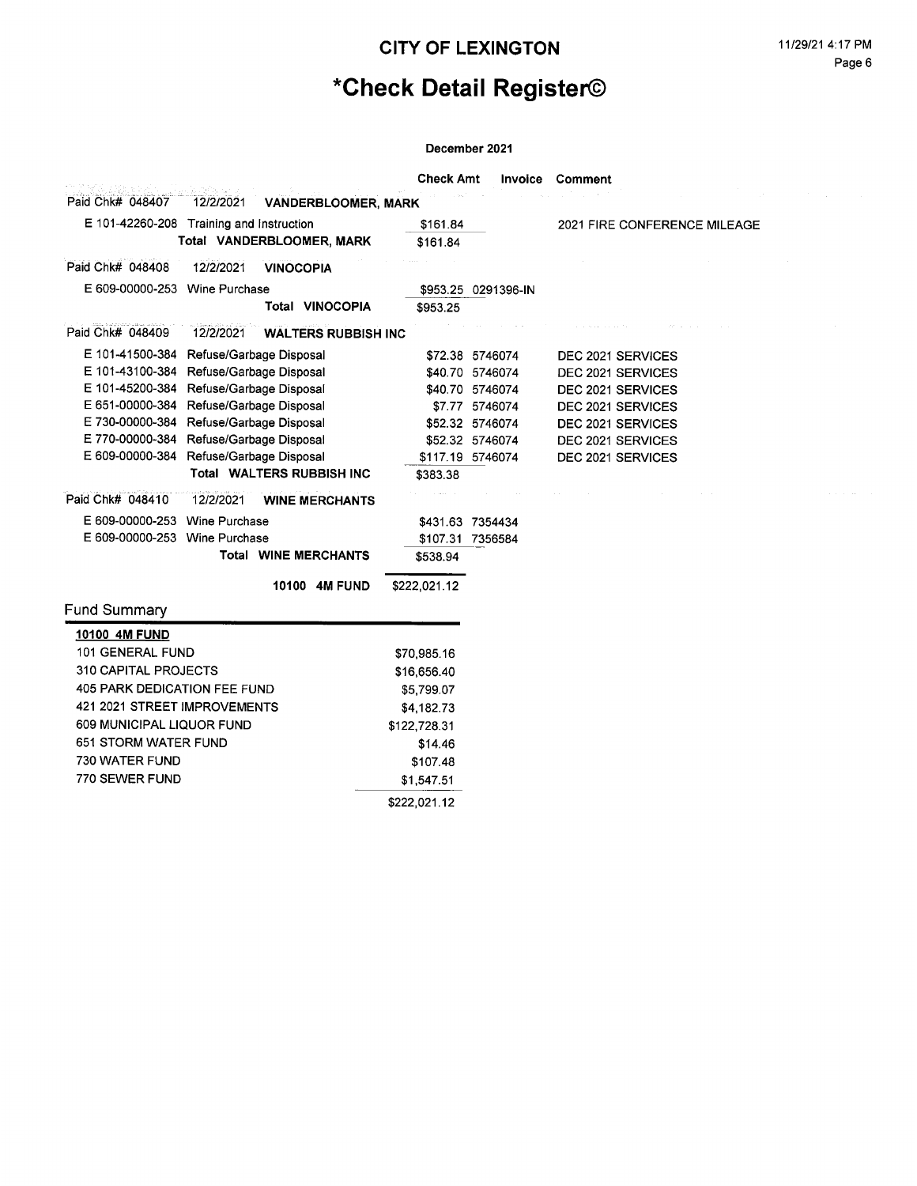# CITY OF LEXINGTON

# *Check Detail Register©

December 2021

| | | Check Amt | Invoice | Comment |
|---|---|---|---|---|
| Paid Chk# 048407 | 12/2/2021 **VANDERBLOOMER, MARK** | | | |
| E 101-42260-208 | Training and Instruction | $161.84 | | 2021 FIRE CONFERENCE MILEAGE |
| | Total VANDERBLOOMER, MARK | $161.84 | | |
| Paid Chk# 048408 | 12/2/2021 **VINOCOPIA** | | | |
| E 609-00000-253 | Wine Purchase | $953.25 | 0291396-IN | |
| | Total VINOCOPIA | $953.25 | | |
| Paid Chk# 048409 | 12/2/2021 **WALTERS RUBBISH INC** | | | |
| E 101-41500-384 | Refuse/Garbage Disposal | $72.38 | 5746074 | DEC 2021 SERVICES |
| E 101-43100-384 | Refuse/Garbage Disposal | $40.70 | 5746074 | DEC 2021 SERVICES |
| E 101-45200-384 | Refuse/Garbage Disposal | $40.70 | 5746074 | DEC 2021 SERVICES |
| E 651-00000-384 | Refuse/Garbage Disposal | $7.77 | 5746074 | DEC 2021 SERVICES |
| E 730-00000-384 | Refuse/Garbage Disposal | $52.32 | 5746074 | DEC 2021 SERVICES |
| E 770-00000-384 | Refuse/Garbage Disposal | $52.32 | 5746074 | DEC 2021 SERVICES |
| E 609-00000-384 | Refuse/Garbage Disposal | $117.19 | 5746074 | DEC 2021 SERVICES |
| | Total WALTERS RUBBISH INC | $383.38 | | |
| Paid Chk# 048410 | 12/2/2021 **WINE MERCHANTS** | | | |
| E 609-00000-253 | Wine Purchase | $431.63 | 7354434 | |
| E 609-00000-253 | Wine Purchase | $107.31 | 7356584 | |
| | Total WINE MERCHANTS | $538.94 | | |
| | **10100 4M FUND** | $222,021.12 | | |

## Fund Summary

| **10100 4M FUND** | |
|---|---|
| 101 GENERAL FUND | $70,985.16 |
| 310 CAPITAL PROJECTS | $16,656.40 |
| 405 PARK DEDICATION FEE FUND | $5,799.07 |
| 421 2021 STREET IMPROVEMENTS | $4,182.73 |
| 609 MUNICIPAL LIQUOR FUND | $122,728.31 |
| 651 STORM WATER FUND | $14.46 |
| 730 WATER FUND | $107.48 |
| 770 SEWER FUND | $1,547.51 |
| | $222,021.12 |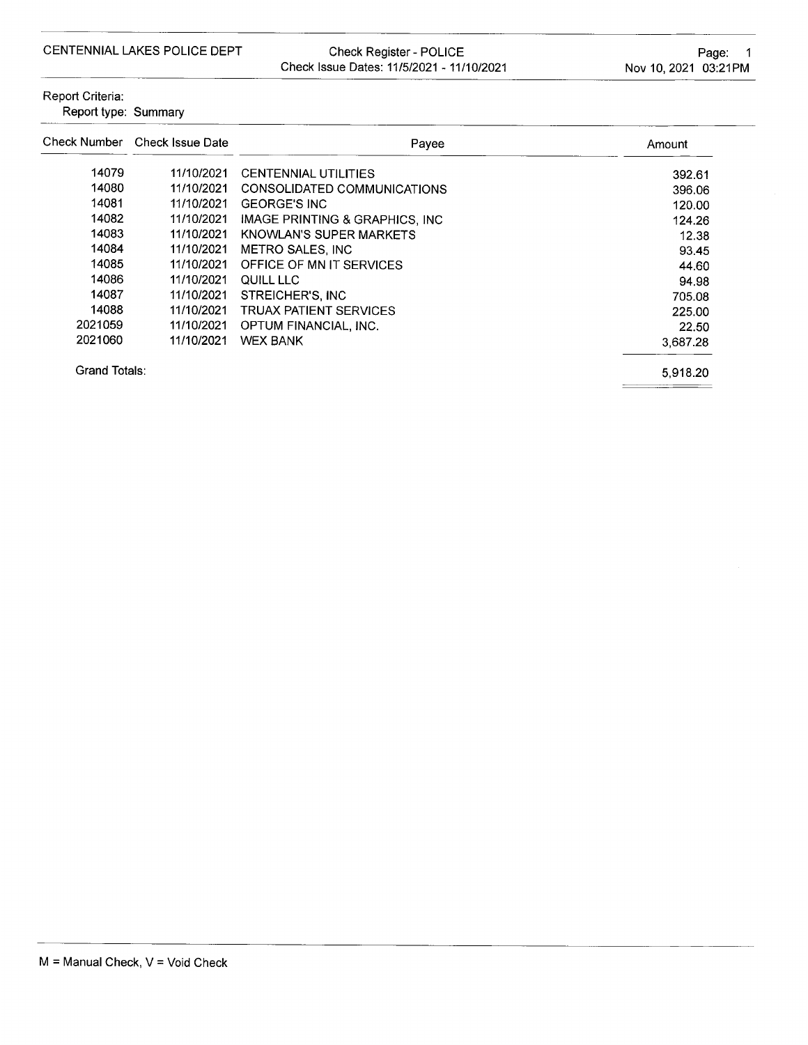CENTENNIAL LAKES POLICE DEPT

Check Register - POLICE
Check Issue Dates: 11/5/2021 - 11/10/2021

Page: 1
Nov 10, 2021 03:21PM

Report Criteria:
Report type: Summary

| Check Number | Check Issue Date | Payee | Amount |
|---|---|---|---|
| 14079 | 11/10/2021 | CENTENNIAL UTILITIES | 392.61 |
| 14080 | 11/10/2021 | CONSOLIDATED COMMUNICATIONS | 396.06 |
| 14081 | 11/10/2021 | GEORGE'S INC | 120.00 |
| 14082 | 11/10/2021 | IMAGE PRINTING & GRAPHICS, INC | 124.26 |
| 14083 | 11/10/2021 | KNOWLAN'S SUPER MARKETS | 12.38 |
| 14084 | 11/10/2021 | METRO SALES, INC | 93.45 |
| 14085 | 11/10/2021 | OFFICE OF MN IT SERVICES | 44.60 |
| 14086 | 11/10/2021 | QUILL LLC | 94.98 |
| 14087 | 11/10/2021 | STREICHER'S, INC | 705.08 |
| 14088 | 11/10/2021 | TRUAX PATIENT SERVICES | 225.00 |
| 2021059 | 11/10/2021 | OPTUM FINANCIAL, INC. | 22.50 |
| 2021060 | 11/10/2021 | WEX BANK | 3,687.28 |
| Grand Totals: | | | 5,918.20 |

M = Manual Check, V = Void Check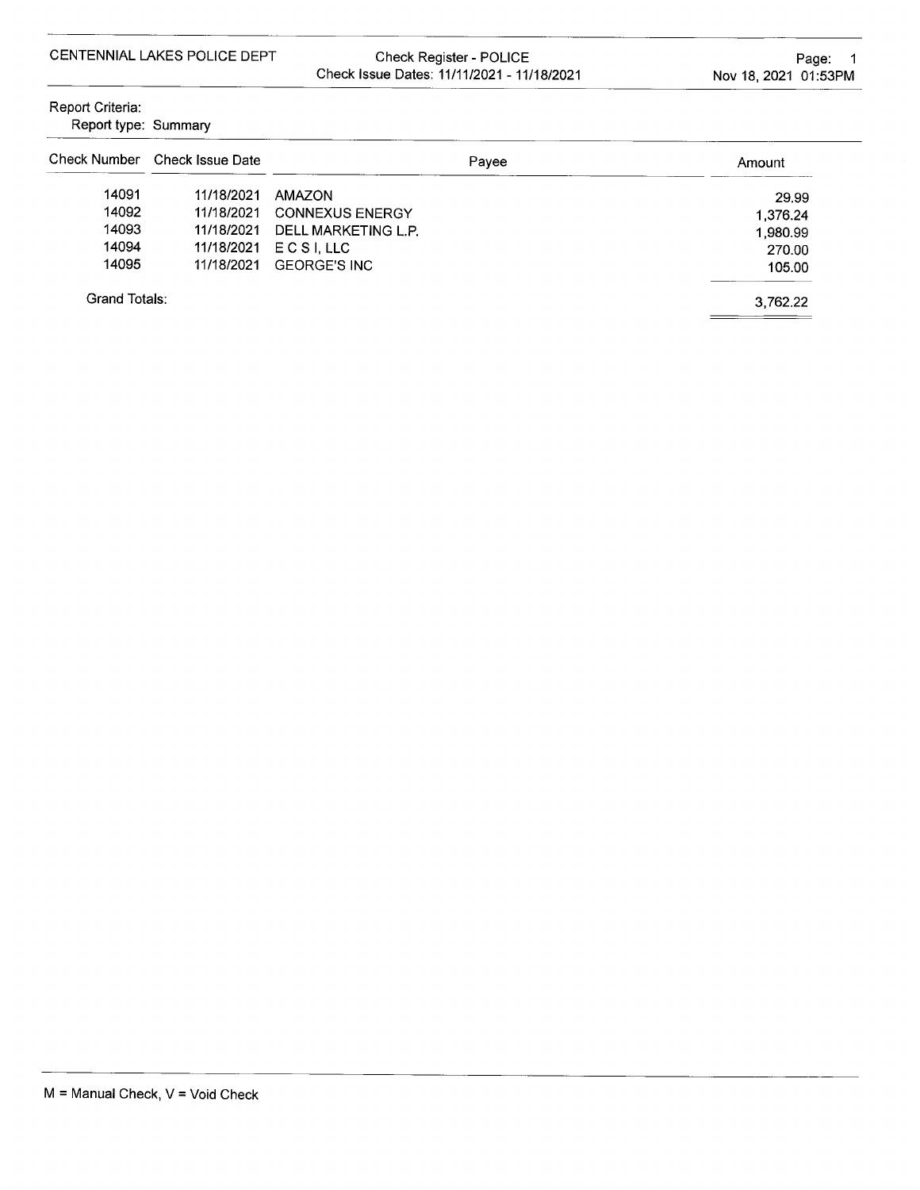CENTENNIAL LAKES POLICE DEPT

Check Register - POLICE
Check Issue Dates: 11/11/2021 - 11/18/2021

Nov 18, 2021 01:53PM

Report Criteria:
Report type: Summary

| Check Number | Check Issue Date | Payee | Amount |
|---|---|---|---|
| 14091 | 11/18/2021 | AMAZON | 29.99 |
| 14092 | 11/18/2021 | CONNEXUS ENERGY | 1,376.24 |
| 14093 | 11/18/2021 | DELL MARKETING L.P. | 1,980.99 |
| 14094 | 11/18/2021 | E C S I, LLC | 270.00 |
| 14095 | 11/18/2021 | GEORGE'S INC | 105.00 |
| Grand Totals: | | | 3,762.22 |

M = Manual Check, V = Void Check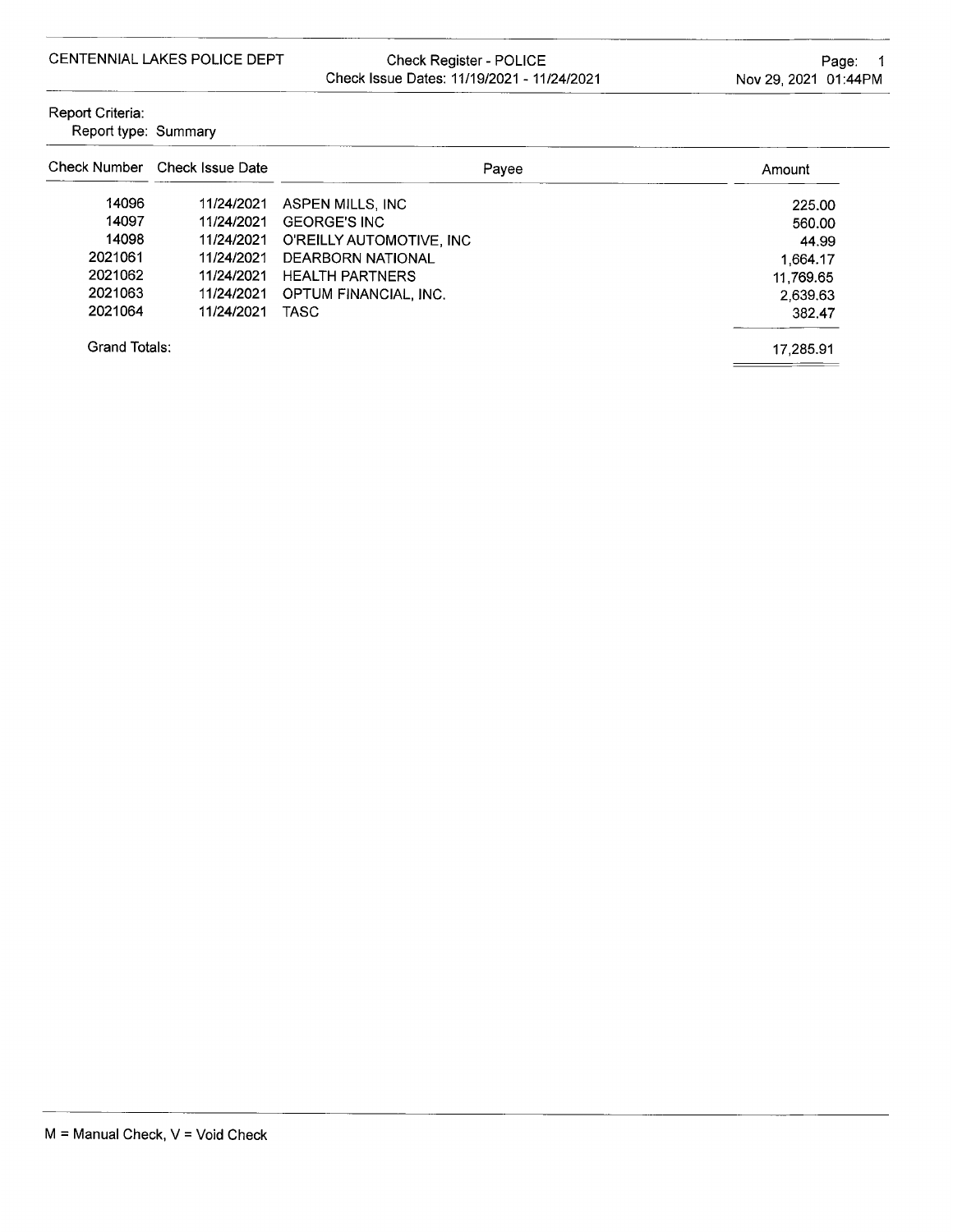CENTENNIAL LAKES POLICE DEPT

Check Register - POLICE
Check Issue Dates: 11/19/2021 - 11/24/2021

Report Criteria:
Report type: Summary

| Check Number | Check Issue Date | Payee | Amount |
|---|---|---|---|
| 14096 | 11/24/2021 | ASPEN MILLS, INC | 225.00 |
| 14097 | 11/24/2021 | GEORGE'S INC | 560.00 |
| 14098 | 11/24/2021 | O'REILLY AUTOMOTIVE, INC | 44.99 |
| 2021061 | 11/24/2021 | DEARBORN NATIONAL | 1,664.17 |
| 2021062 | 11/24/2021 | HEALTH PARTNERS | 11,769.65 |
| 2021063 | 11/24/2021 | OPTUM FINANCIAL, INC. | 2,639.63 |
| 2021064 | 11/24/2021 | TASC | 382.47 |
| Grand Totals: | | | 17,285.91 |

M = Manual Check, V = Void Check